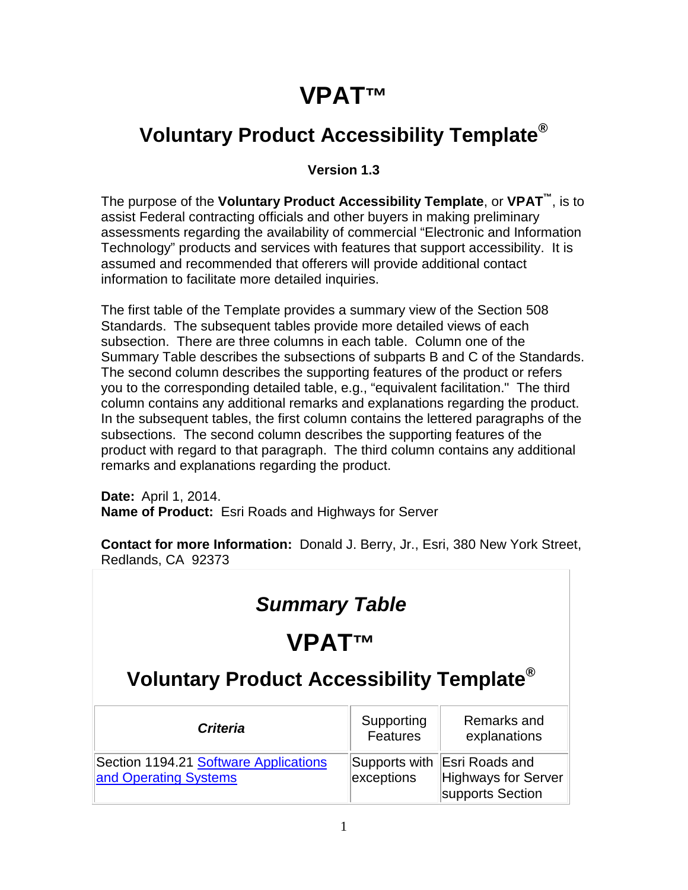# VPAT™

## Voluntary Product Accessibility Template®

### Version 1.3

The purpose of the **Voluntary Product Accessibility Template**, or **VPAT™**, is to assist Federal contracting officials and other buyers in making preliminary assessments regarding the availability of commercial "Electronic and Information Technology" products and services with features that support accessibility. It is assumed and recommended that offerers will provide additional contact information to facilitate more detailed inquiries.

The first table of the Template provides a summary view of the Section 508 Standards. The subsequent tables provide more detailed views of each subsection. There are three columns in each table. Column one of the Summary Table describes the subsections of subparts B and C of the Standards. The second column describes the supporting features of the product or refers you to the corresponding detailed table, e.g., "equivalent facilitation." The third column contains any additional remarks and explanations regarding the product. In the subsequent tables, the first column contains the lettered paragraphs of the subsections. The second column describes the supporting features of the product with regard to that paragraph. The third column contains any additional remarks and explanations regarding the product.

**Date:** April 1, 2014.
**Name of Product:** Esri Roads and Highways for Server

**Contact for more Information:** Donald J. Berry, Jr., Esri, 380 New York Street, Redlands, CA 92373

## *Summary Table*

## VPAT™

## Voluntary Product Accessibility Template®

| ***Criteria*** | Supporting Features | Remarks and explanations |
|---|---|---|
| Section 1194.21 Software Applications and Operating Systems | Supports with exceptions | Esri Roads and Highways for Server supports Section |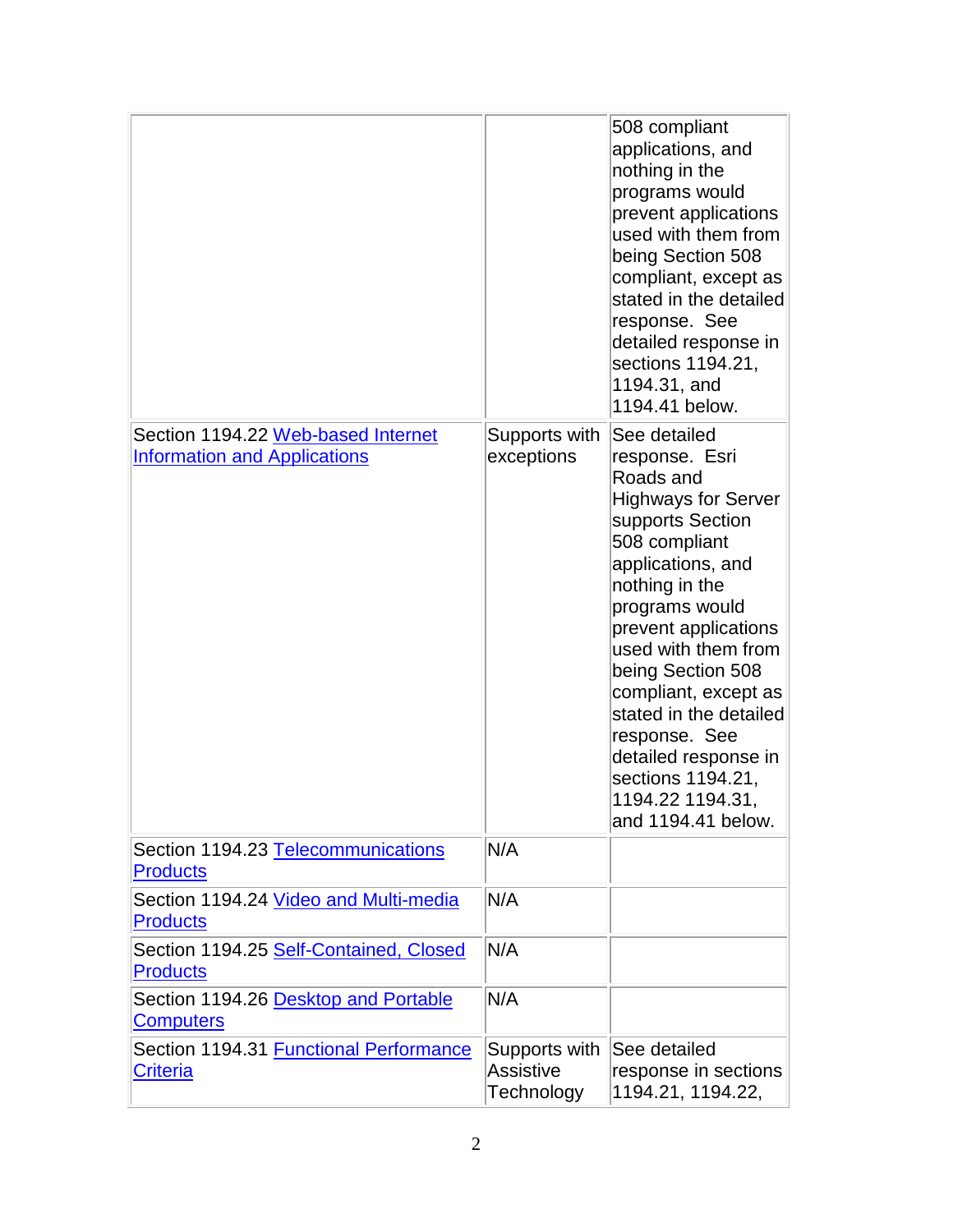| | | |
|---|---|---|
| | | 508 compliant applications, and nothing in the programs would prevent applications used with them from being Section 508 compliant, except as stated in the detailed response. See detailed response in sections 1194.21, 1194.31, and 1194.41 below. |
| Section 1194.22 Web-based Internet Information and Applications | Supports with exceptions | See detailed response. Esri Roads and Highways for Server supports Section 508 compliant applications, and nothing in the programs would prevent applications used with them from being Section 508 compliant, except as stated in the detailed response. See detailed response in sections 1194.21, 1194.22 1194.31, and 1194.41 below. |
| Section 1194.23 Telecommunications Products | N/A | |
| Section 1194.24 Video and Multi-media Products | N/A | |
| Section 1194.25 Self-Contained, Closed Products | N/A | |
| Section 1194.26 Desktop and Portable Computers | N/A | |
| Section 1194.31 Functional Performance Criteria | Supports with Assistive Technology | See detailed response in sections 1194.21, 1194.22, |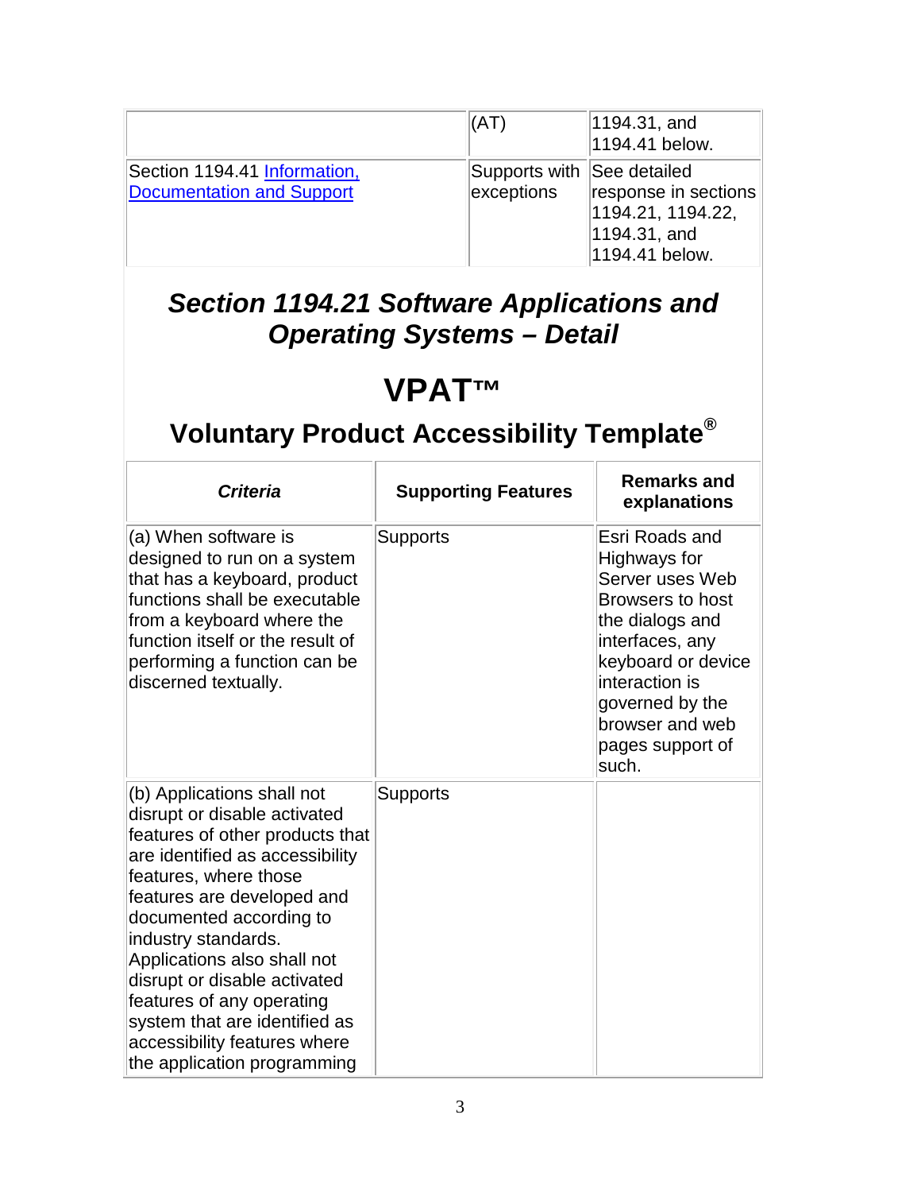| | | |
|---|---|---|
| | (AT) | 1194.31, and 1194.41 below. |
| Section 1194.41 [Information, Documentation and Support]() | Supports with exceptions | See detailed response in sections 1194.21, 1194.22, 1194.31, and 1194.41 below. |

## *Section 1194.21 Software Applications and Operating Systems – Detail*

# VPAT™

## Voluntary Product Accessibility Template®

| *Criteria* | Supporting Features | Remarks and explanations |
|---|---|---|
| (a) When software is designed to run on a system that has a keyboard, product functions shall be executable from a keyboard where the function itself or the result of performing a function can be discerned textually. | Supports | Esri Roads and Highways for Server uses Web Browsers to host the dialogs and interfaces, any keyboard or device interaction is governed by the browser and web pages support of such. |
| (b) Applications shall not disrupt or disable activated features of other products that are identified as accessibility features, where those features are developed and documented according to industry standards. Applications also shall not disrupt or disable activated features of any operating system that are identified as accessibility features where the application programming | Supports | |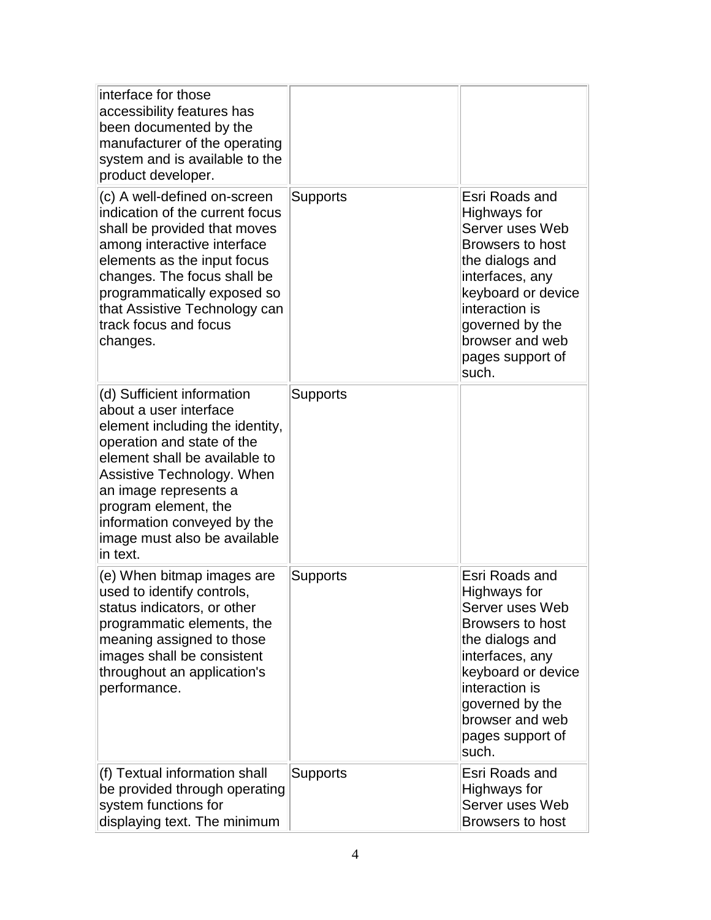| | | |
|---|---|---|
| interface for those accessibility features has been documented by the manufacturer of the operating system and is available to the product developer. | | |
| (c) A well-defined on-screen indication of the current focus shall be provided that moves among interactive interface elements as the input focus changes. The focus shall be programmatically exposed so that Assistive Technology can track focus and focus changes. | Supports | Esri Roads and Highways for Server uses Web Browsers to host the dialogs and interfaces, any keyboard or device interaction is governed by the browser and web pages support of such. |
| (d) Sufficient information about a user interface element including the identity, operation and state of the element shall be available to Assistive Technology. When an image represents a program element, the information conveyed by the image must also be available in text. | Supports | |
| (e) When bitmap images are used to identify controls, status indicators, or other programmatic elements, the meaning assigned to those images shall be consistent throughout an application's performance. | Supports | Esri Roads and Highways for Server uses Web Browsers to host the dialogs and interfaces, any keyboard or device interaction is governed by the browser and web pages support of such. |
| (f) Textual information shall be provided through operating system functions for displaying text. The minimum | Supports | Esri Roads and Highways for Server uses Web Browsers to host |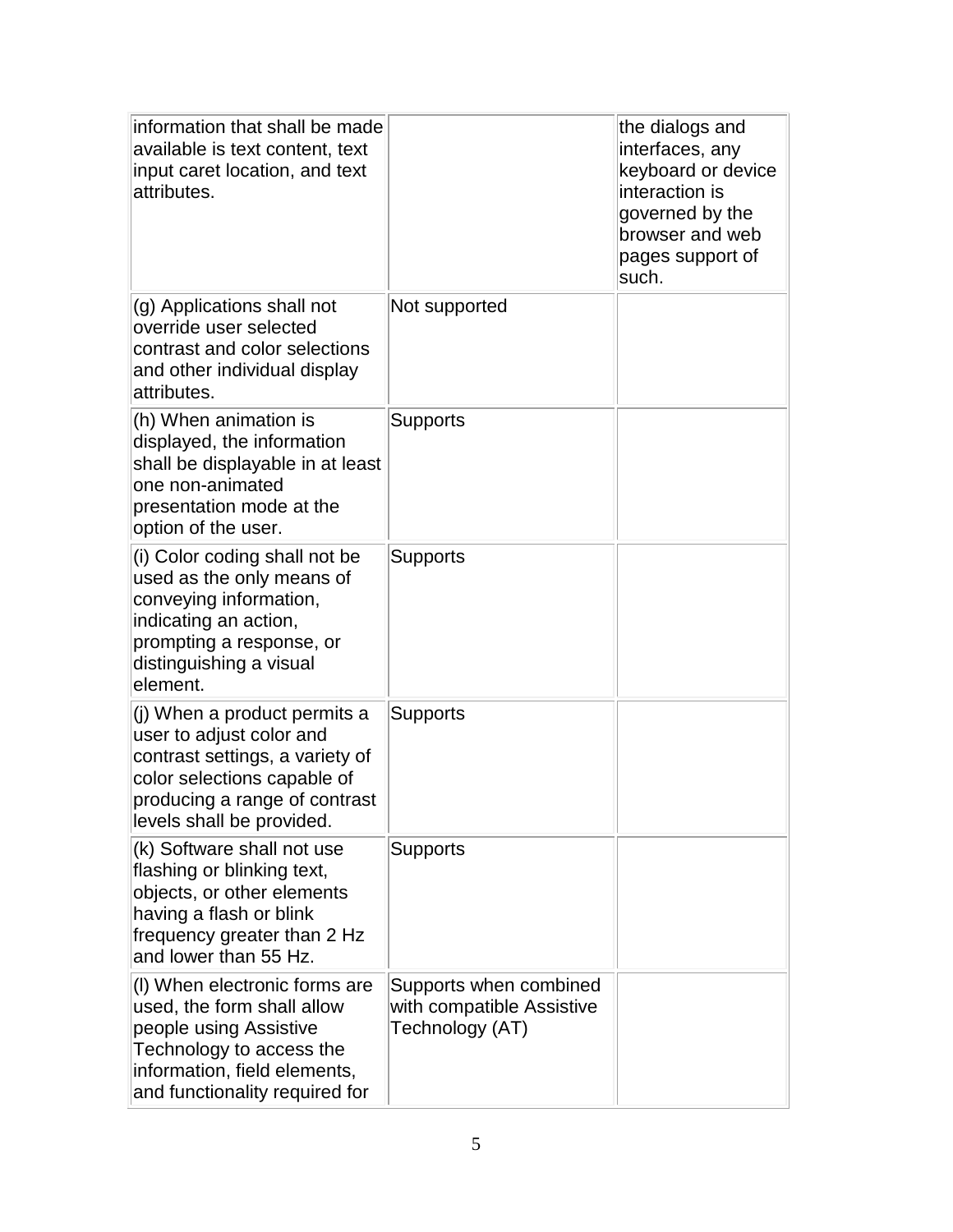| | | |
|---|---|---|
| information that shall be made available is text content, text input caret location, and text attributes. | | the dialogs and interfaces, any keyboard or device interaction is governed by the browser and web pages support of such. |
| (g) Applications shall not override user selected contrast and color selections and other individual display attributes. | Not supported | |
| (h) When animation is displayed, the information shall be displayable in at least one non-animated presentation mode at the option of the user. | Supports | |
| (i) Color coding shall not be used as the only means of conveying information, indicating an action, prompting a response, or distinguishing a visual element. | Supports | |
| (j) When a product permits a user to adjust color and contrast settings, a variety of color selections capable of producing a range of contrast levels shall be provided. | Supports | |
| (k) Software shall not use flashing or blinking text, objects, or other elements having a flash or blink frequency greater than 2 Hz and lower than 55 Hz. | Supports | |
| (l) When electronic forms are used, the form shall allow people using Assistive Technology to access the information, field elements, and functionality required for | Supports when combined with compatible Assistive Technology (AT) | |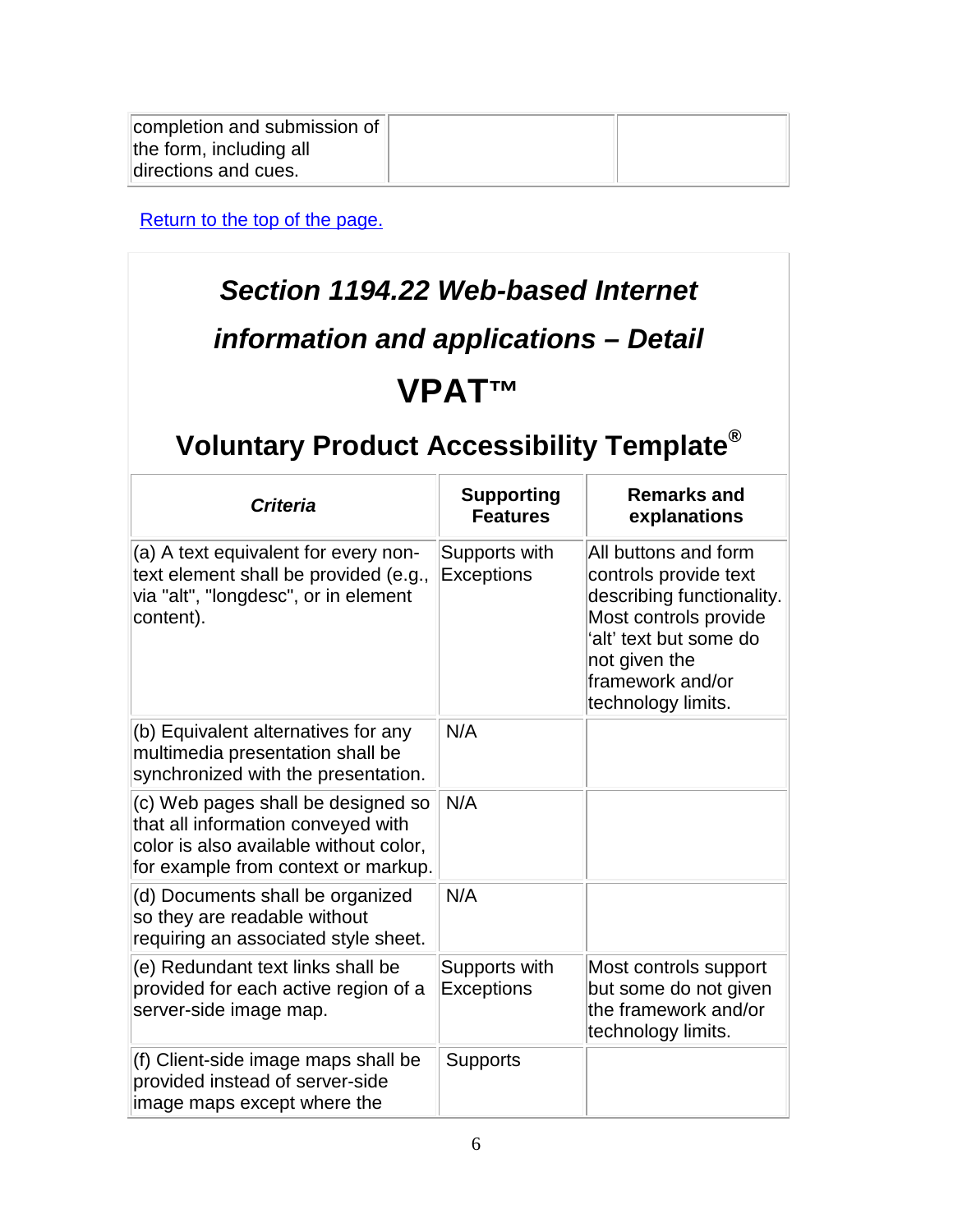| | | |
|---|---|---|
| completion and submission of the form, including all directions and cues. | | |

Return to the top of the page.

## *Section 1194.22 Web-based Internet information and applications – Detail*

## VPAT™

## Voluntary Product Accessibility Template®

| *Criteria* | **Supporting Features** | **Remarks and explanations** |
|---|---|---|
| (a) A text equivalent for every non-text element shall be provided (e.g., via "alt", "longdesc", or in element content). | Supports with Exceptions | All buttons and form controls provide text describing functionality. Most controls provide 'alt' text but some do not given the framework and/or technology limits. |
| (b) Equivalent alternatives for any multimedia presentation shall be synchronized with the presentation. | N/A | |
| (c) Web pages shall be designed so that all information conveyed with color is also available without color, for example from context or markup. | N/A | |
| (d) Documents shall be organized so they are readable without requiring an associated style sheet. | N/A | |
| (e) Redundant text links shall be provided for each active region of a server-side image map. | Supports with Exceptions | Most controls support but some do not given the framework and/or technology limits. |
| (f) Client-side image maps shall be provided instead of server-side image maps except where the | Supports | |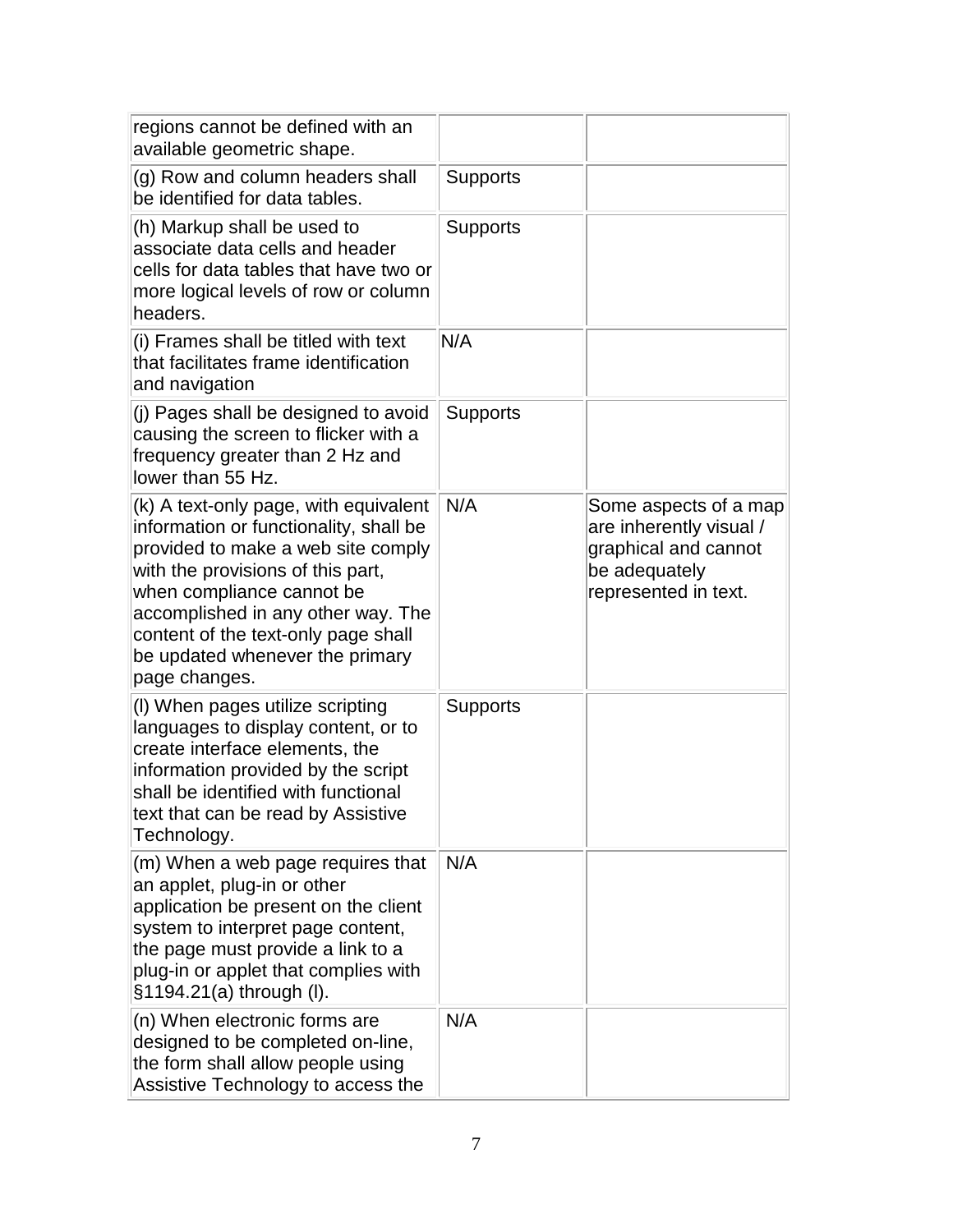| | | |
|---|---|---|
| regions cannot be defined with an available geometric shape. | | |
| (g) Row and column headers shall be identified for data tables. | Supports | |
| (h) Markup shall be used to associate data cells and header cells for data tables that have two or more logical levels of row or column headers. | Supports | |
| (i) Frames shall be titled with text that facilitates frame identification and navigation | N/A | |
| (j) Pages shall be designed to avoid causing the screen to flicker with a frequency greater than 2 Hz and lower than 55 Hz. | Supports | |
| (k) A text-only page, with equivalent information or functionality, shall be provided to make a web site comply with the provisions of this part, when compliance cannot be accomplished in any other way. The content of the text-only page shall be updated whenever the primary page changes. | N/A | Some aspects of a map are inherently visual / graphical and cannot be adequately represented in text. |
| (l) When pages utilize scripting languages to display content, or to create interface elements, the information provided by the script shall be identified with functional text that can be read by Assistive Technology. | Supports | |
| (m) When a web page requires that an applet, plug-in or other application be present on the client system to interpret page content, the page must provide a link to a plug-in or applet that complies with §1194.21(a) through (l). | N/A | |
| (n) When electronic forms are designed to be completed on-line, the form shall allow people using Assistive Technology to access the | N/A | |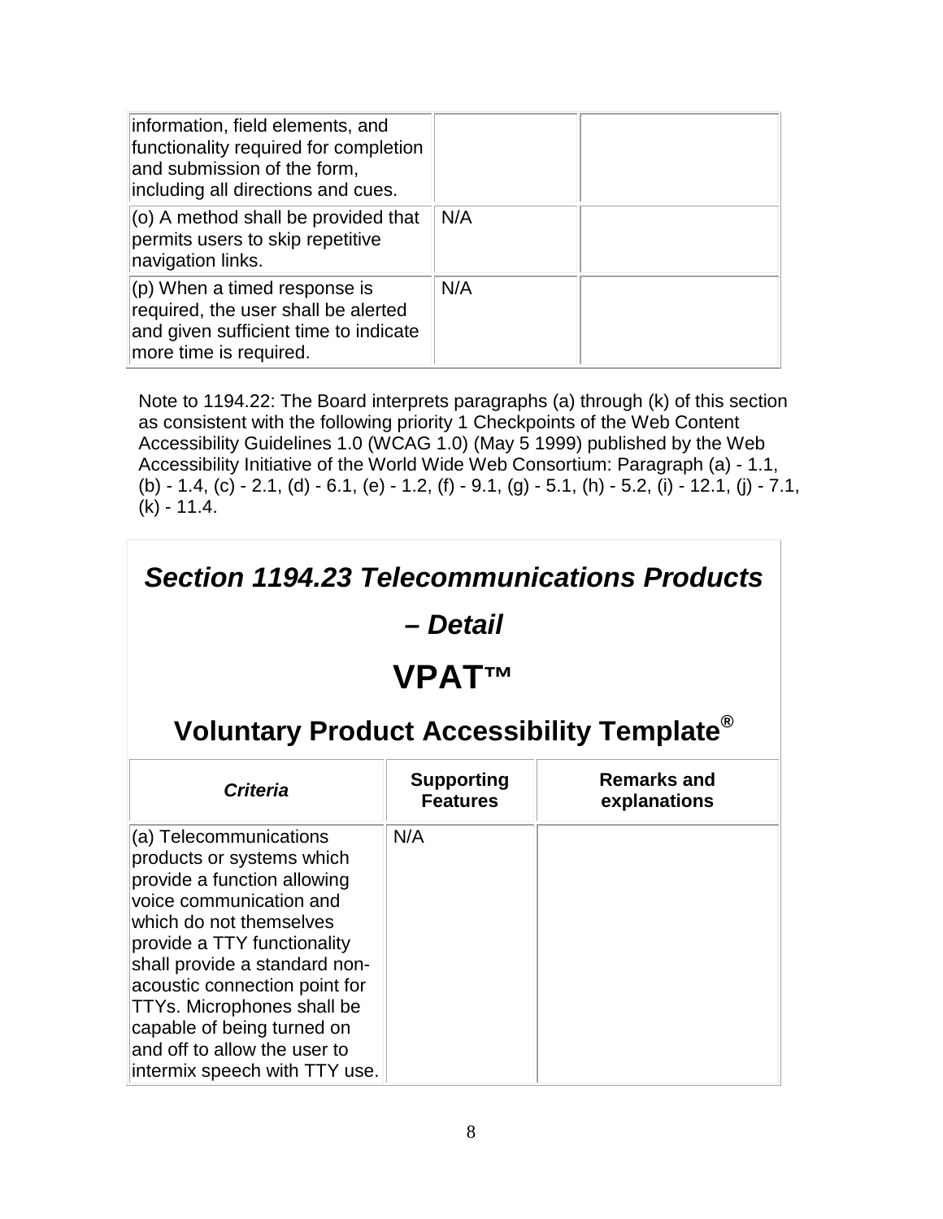| | | |
|---|---|---|
| information, field elements, and functionality required for completion and submission of the form, including all directions and cues. | | |
| (o) A method shall be provided that permits users to skip repetitive navigation links. | N/A | |
| (p) When a timed response is required, the user shall be alerted and given sufficient time to indicate more time is required. | N/A | |

Note to 1194.22: The Board interprets paragraphs (a) through (k) of this section as consistent with the following priority 1 Checkpoints of the Web Content Accessibility Guidelines 1.0 (WCAG 1.0) (May 5 1999) published by the Web Accessibility Initiative of the World Wide Web Consortium: Paragraph (a) - 1.1, (b) - 1.4, (c) - 2.1, (d) - 6.1, (e) - 1.2, (f) - 9.1, (g) - 5.1, (h) - 5.2, (i) - 12.1, (j) - 7.1, (k) - 11.4.

## *Section 1194.23 Telecommunications Products – Detail*

## VPAT™

## Voluntary Product Accessibility Template®

| *Criteria* | Supporting Features | Remarks and explanations |
|---|---|---|
| (a) Telecommunications products or systems which provide a function allowing voice communication and which do not themselves provide a TTY functionality shall provide a standard non-acoustic connection point for TTYs. Microphones shall be capable of being turned on and off to allow the user to intermix speech with TTY use. | N/A | |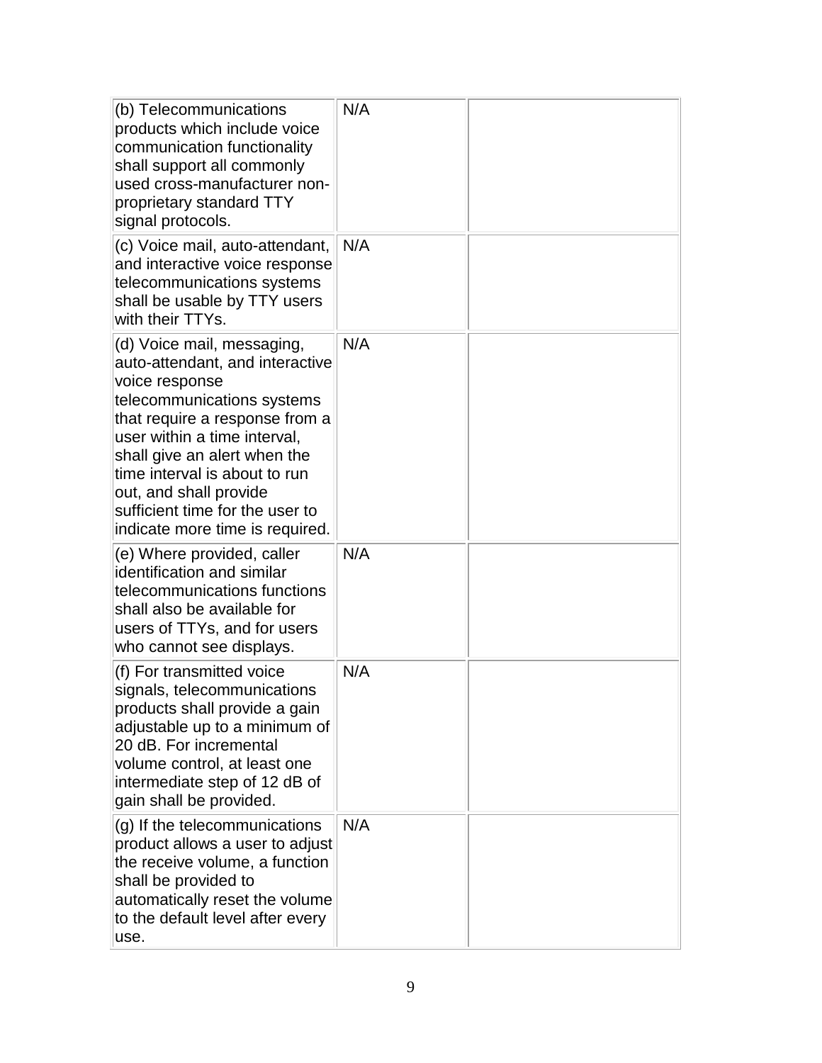| | | |
|---|---|---|
| (b) Telecommunications products which include voice communication functionality shall support all commonly used cross-manufacturer non-proprietary standard TTY signal protocols. | N/A | |
| (c) Voice mail, auto-attendant, and interactive voice response telecommunications systems shall be usable by TTY users with their TTYs. | N/A | |
| (d) Voice mail, messaging, auto-attendant, and interactive voice response telecommunications systems that require a response from a user within a time interval, shall give an alert when the time interval is about to run out, and shall provide sufficient time for the user to indicate more time is required. | N/A | |
| (e) Where provided, caller identification and similar telecommunications functions shall also be available for users of TTYs, and for users who cannot see displays. | N/A | |
| (f) For transmitted voice signals, telecommunications products shall provide a gain adjustable up to a minimum of 20 dB. For incremental volume control, at least one intermediate step of 12 dB of gain shall be provided. | N/A | |
| (g) If the telecommunications product allows a user to adjust the receive volume, a function shall be provided to automatically reset the volume to the default level after every use. | N/A | |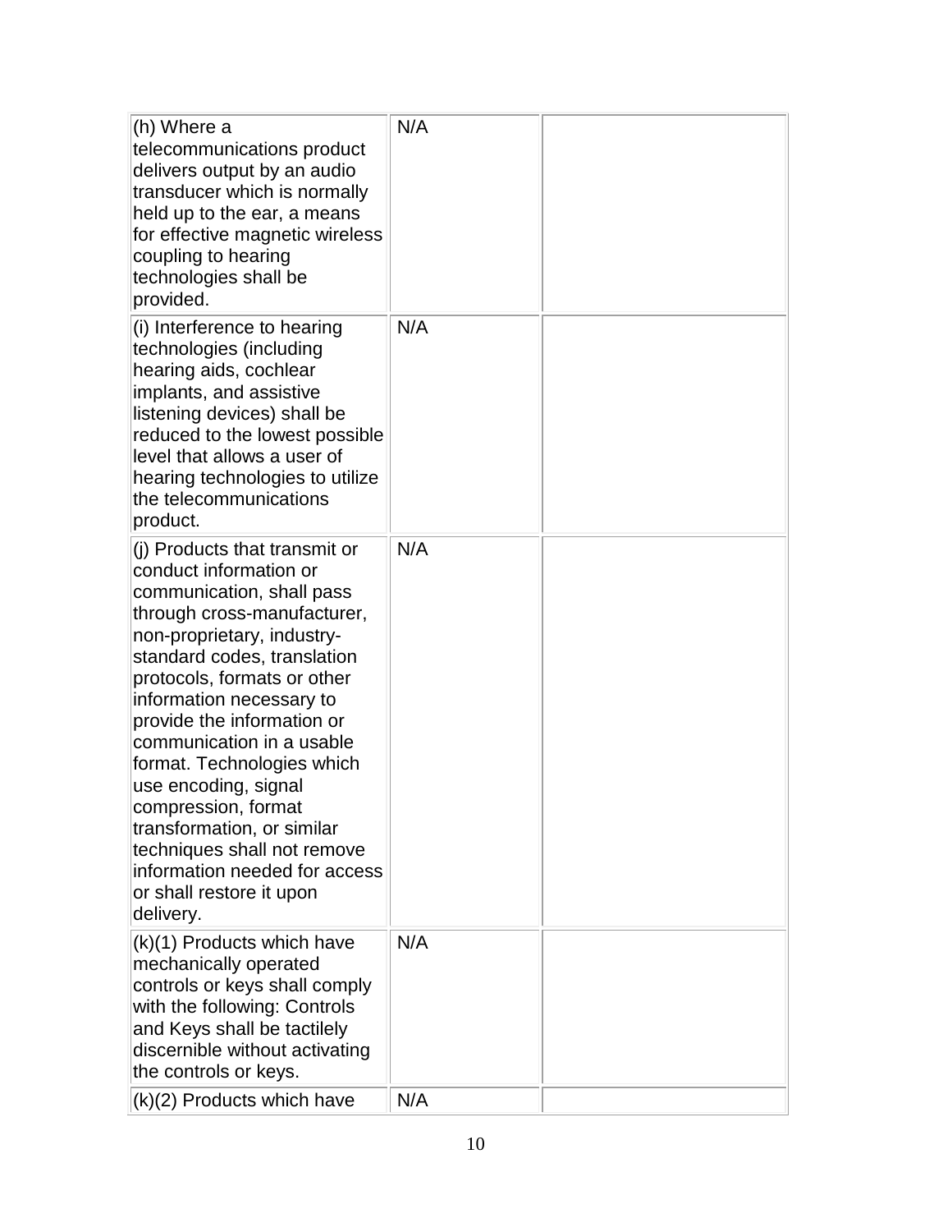| | | |
|---|---|---|
| (h) Where a telecommunications product delivers output by an audio transducer which is normally held up to the ear, a means for effective magnetic wireless coupling to hearing technologies shall be provided. | N/A | |
| (i) Interference to hearing technologies (including hearing aids, cochlear implants, and assistive listening devices) shall be reduced to the lowest possible level that allows a user of hearing technologies to utilize the telecommunications product. | N/A | |
| (j) Products that transmit or conduct information or communication, shall pass through cross-manufacturer, non-proprietary, industry-standard codes, translation protocols, formats or other information necessary to provide the information or communication in a usable format. Technologies which use encoding, signal compression, format transformation, or similar techniques shall not remove information needed for access or shall restore it upon delivery. | N/A | |
| (k)(1) Products which have mechanically operated controls or keys shall comply with the following: Controls and Keys shall be tactilely discernible without activating the controls or keys. | N/A | |
| (k)(2) Products which have | N/A | |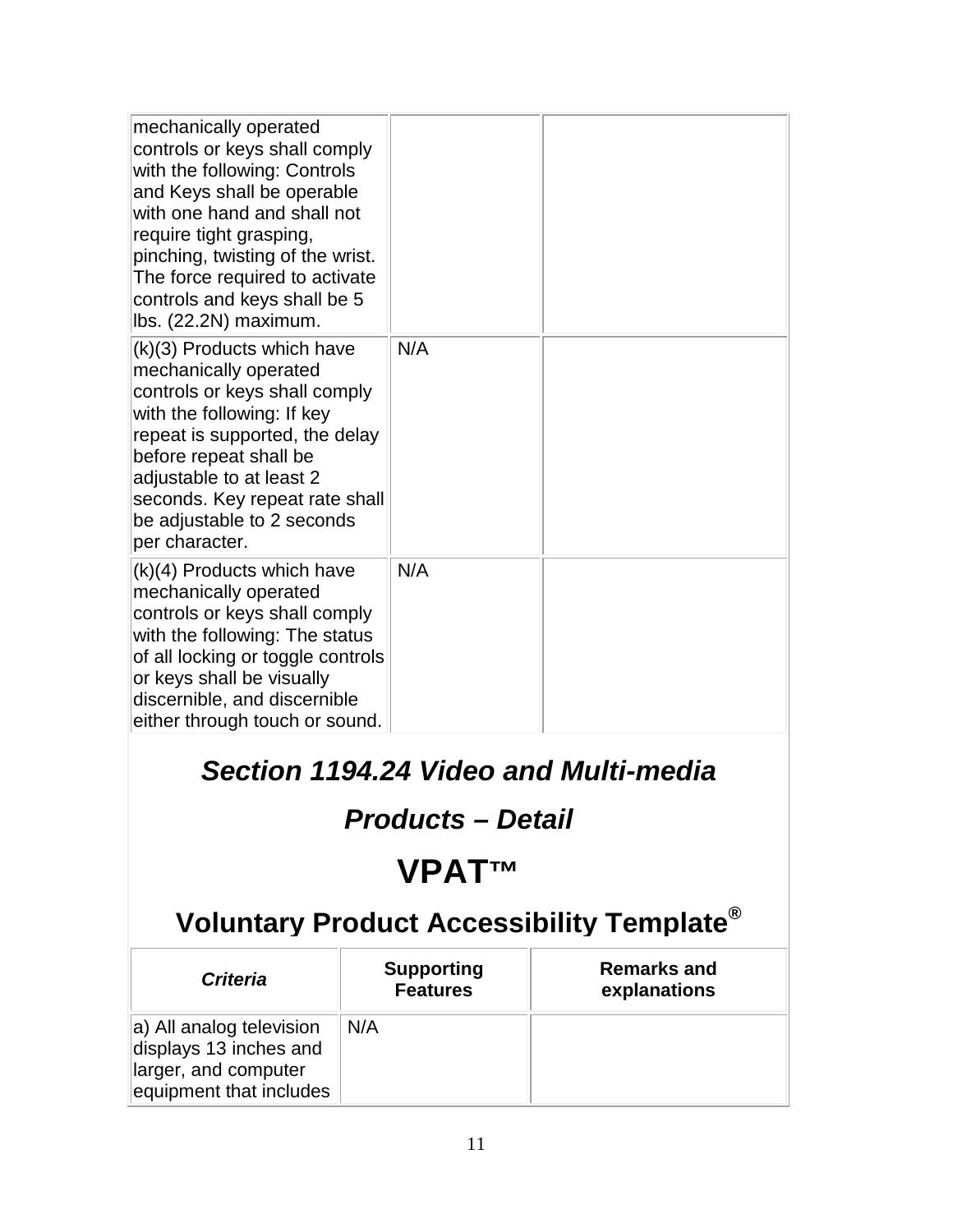| | | |
|---|---|---|
| mechanically operated controls or keys shall comply with the following: Controls and Keys shall be operable with one hand and shall not require tight grasping, pinching, twisting of the wrist. The force required to activate controls and keys shall be 5 lbs. (22.2N) maximum. | | |
| (k)(3) Products which have mechanically operated controls or keys shall comply with the following: If key repeat is supported, the delay before repeat shall be adjustable to at least 2 seconds. Key repeat rate shall be adjustable to 2 seconds per character. | N/A | |
| (k)(4) Products which have mechanically operated controls or keys shall comply with the following: The status of all locking or toggle controls or keys shall be visually discernible, and discernible either through touch or sound. | N/A | |

## *Section 1194.24 Video and Multi-media Products – Detail*

# VPAT™

## Voluntary Product Accessibility Template®

| *Criteria* | **Supporting Features** | **Remarks and explanations** |
|---|---|---|
| a) All analog television displays 13 inches and larger, and computer equipment that includes | N/A | |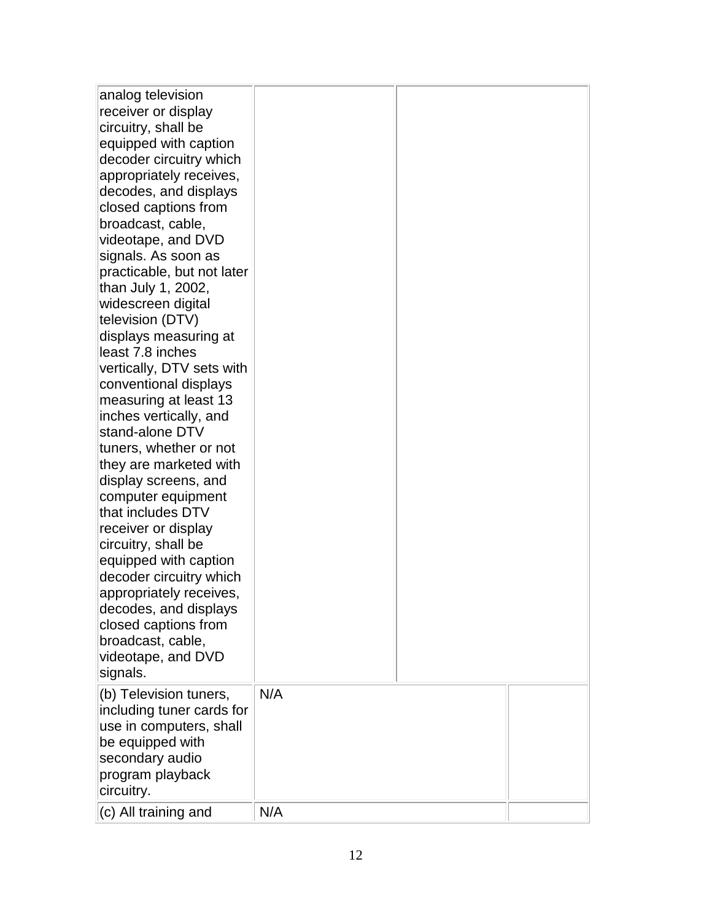| | | | |
|---|---|---|---|
| analog television receiver or display circuitry, shall be equipped with caption decoder circuitry which appropriately receives, decodes, and displays closed captions from broadcast, cable, videotape, and DVD signals. As soon as practicable, but not later than July 1, 2002, widescreen digital television (DTV) displays measuring at least 7.8 inches vertically, DTV sets with conventional displays measuring at least 13 inches vertically, and stand-alone DTV tuners, whether or not they are marketed with display screens, and computer equipment that includes DTV receiver or display circuitry, shall be equipped with caption decoder circuitry which appropriately receives, decodes, and displays closed captions from broadcast, cable, videotape, and DVD signals. | | | |
| (b) Television tuners, including tuner cards for use in computers, shall be equipped with secondary audio program playback circuitry. | N/A | | |
| (c) All training and | N/A | | |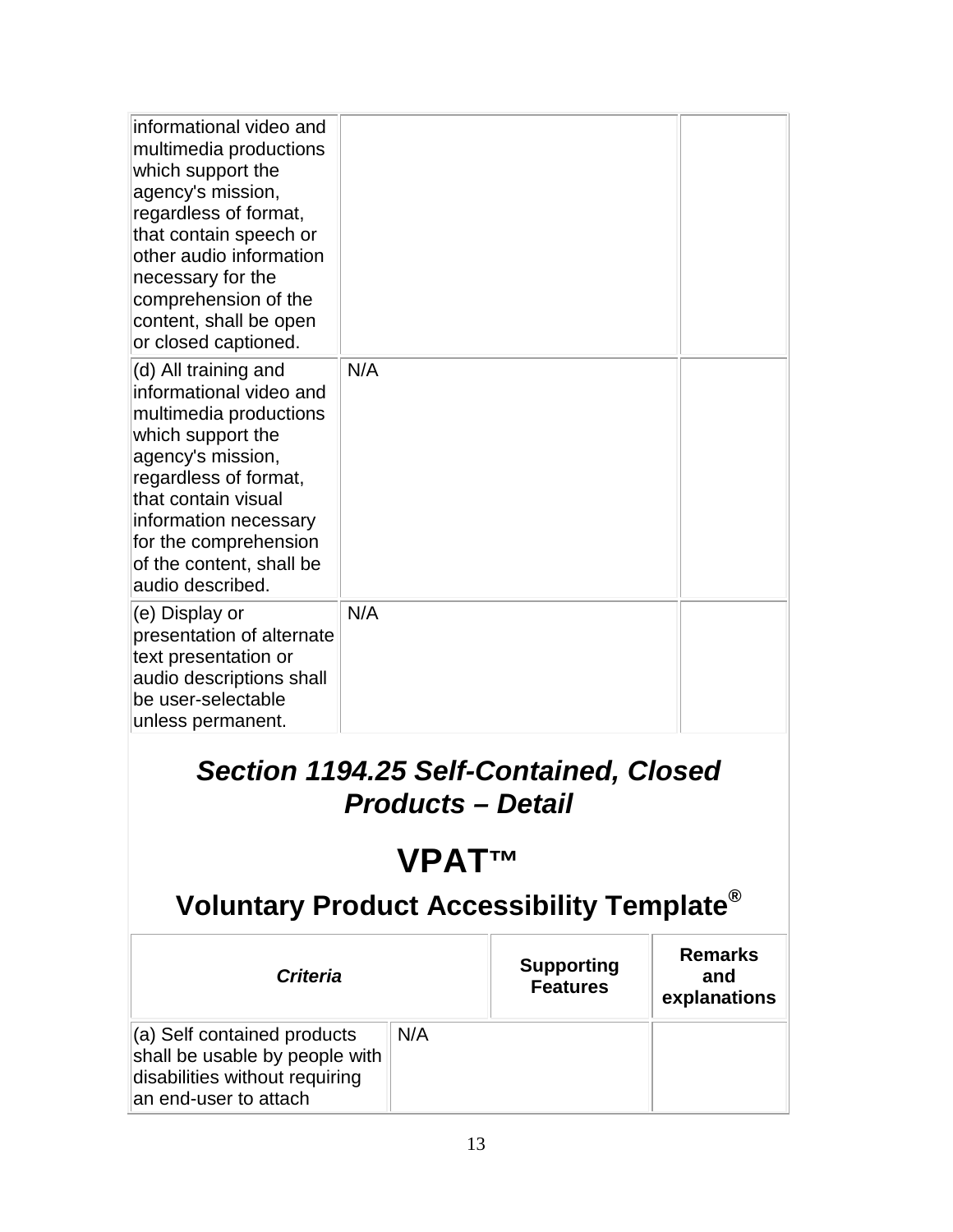| | | |
|---|---|---|
| informational video and multimedia productions which support the agency's mission, regardless of format, that contain speech or other audio information necessary for the comprehension of the content, shall be open or closed captioned. | | |
| (d) All training and informational video and multimedia productions which support the agency's mission, regardless of format, that contain visual information necessary for the comprehension of the content, shall be audio described. | N/A | |
| (e) Display or presentation of alternate text presentation or audio descriptions shall be user-selectable unless permanent. | N/A | |

## *Section 1194.25 Self-Contained, Closed Products – Detail*

# VPAT™

## Voluntary Product Accessibility Template®

| ***Criteria*** | **Supporting Features** | **Remarks and explanations** |
|---|---|---|
| (a) Self contained products shall be usable by people with disabilities without requiring an end-user to attach | N/A | |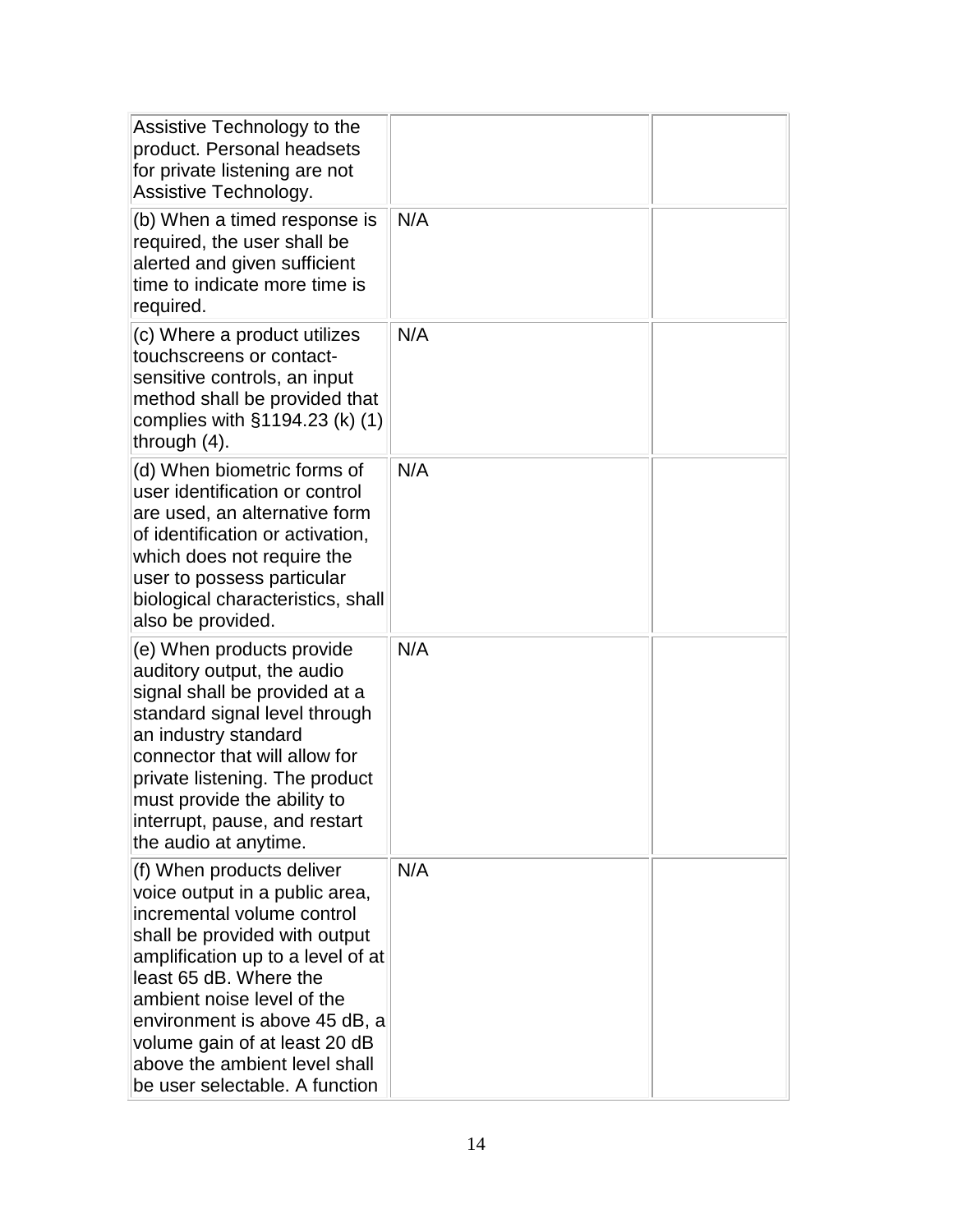| | | |
|---|---|---|
| Assistive Technology to the product. Personal headsets for private listening are not Assistive Technology. | | |
| (b) When a timed response is required, the user shall be alerted and given sufficient time to indicate more time is required. | N/A | |
| (c) Where a product utilizes touchscreens or contact-sensitive controls, an input method shall be provided that complies with §1194.23 (k) (1) through (4). | N/A | |
| (d) When biometric forms of user identification or control are used, an alternative form of identification or activation, which does not require the user to possess particular biological characteristics, shall also be provided. | N/A | |
| (e) When products provide auditory output, the audio signal shall be provided at a standard signal level through an industry standard connector that will allow for private listening. The product must provide the ability to interrupt, pause, and restart the audio at anytime. | N/A | |
| (f) When products deliver voice output in a public area, incremental volume control shall be provided with output amplification up to a level of at least 65 dB. Where the ambient noise level of the environment is above 45 dB, a volume gain of at least 20 dB above the ambient level shall be user selectable. A function | N/A | |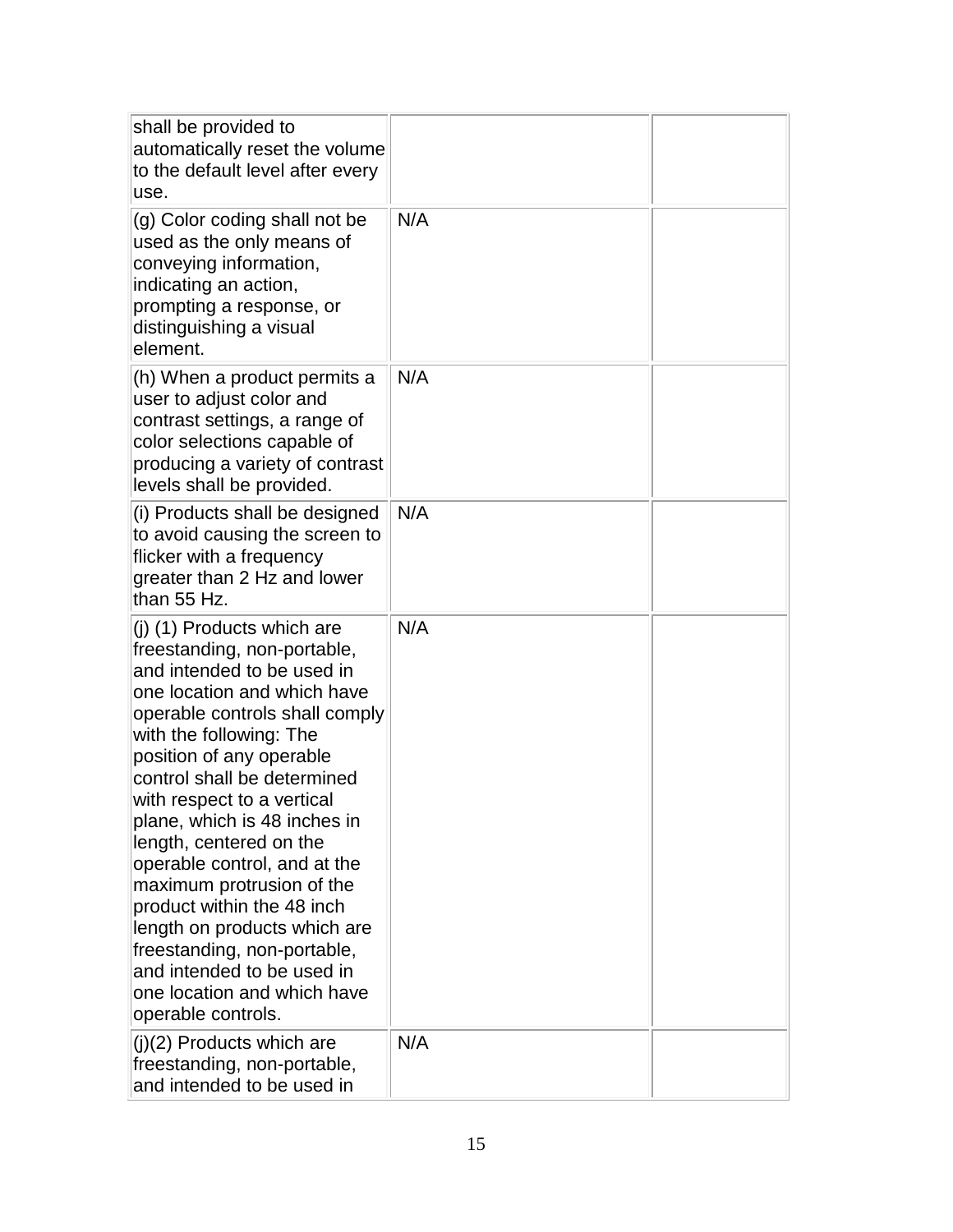| | | |
|---|---|---|
| shall be provided to automatically reset the volume to the default level after every use. | | |
| (g) Color coding shall not be used as the only means of conveying information, indicating an action, prompting a response, or distinguishing a visual element. | N/A | |
| (h) When a product permits a user to adjust color and contrast settings, a range of color selections capable of producing a variety of contrast levels shall be provided. | N/A | |
| (i) Products shall be designed to avoid causing the screen to flicker with a frequency greater than 2 Hz and lower than 55 Hz. | N/A | |
| (j) (1) Products which are freestanding, non-portable, and intended to be used in one location and which have operable controls shall comply with the following: The position of any operable control shall be determined with respect to a vertical plane, which is 48 inches in length, centered on the operable control, and at the maximum protrusion of the product within the 48 inch length on products which are freestanding, non-portable, and intended to be used in one location and which have operable controls. | N/A | |
| (j)(2) Products which are freestanding, non-portable, and intended to be used in | N/A | |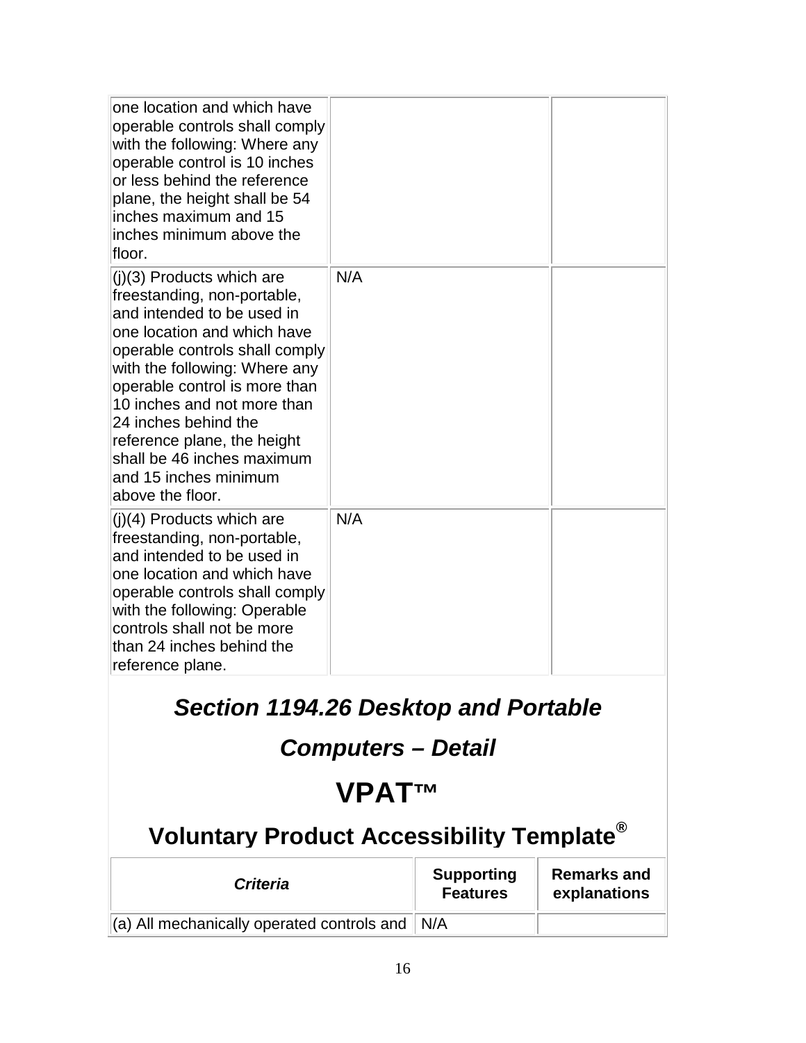| | | |
|---|---|---|
| one location and which have operable controls shall comply with the following: Where any operable control is 10 inches or less behind the reference plane, the height shall be 54 inches maximum and 15 inches minimum above the floor. | | |
| (j)(3) Products which are freestanding, non-portable, and intended to be used in one location and which have operable controls shall comply with the following: Where any operable control is more than 10 inches and not more than 24 inches behind the reference plane, the height shall be 46 inches maximum and 15 inches minimum above the floor. | N/A | |
| (j)(4) Products which are freestanding, non-portable, and intended to be used in one location and which have operable controls shall comply with the following: Operable controls shall not be more than 24 inches behind the reference plane. | N/A | |

## *Section 1194.26 Desktop and Portable Computers – Detail*

# VPAT™

## Voluntary Product Accessibility Template®

| *Criteria* | **Supporting Features** | **Remarks and explanations** |
|---|---|---|
| (a) All mechanically operated controls and | N/A | |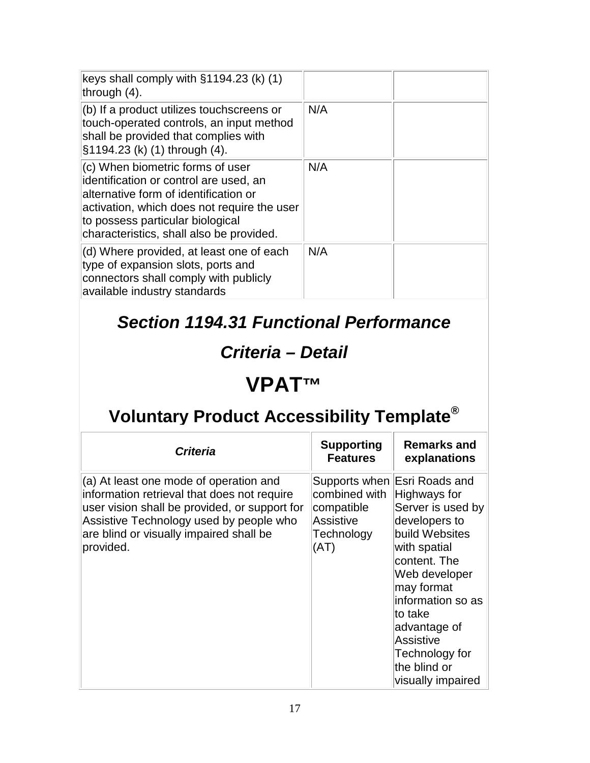| | | |
|---|---|---|
| keys shall comply with §1194.23 (k) (1) through (4). | | |
| (b) If a product utilizes touchscreens or touch-operated controls, an input method shall be provided that complies with §1194.23 (k) (1) through (4). | N/A | |
| (c) When biometric forms of user identification or control are used, an alternative form of identification or activation, which does not require the user to possess particular biological characteristics, shall also be provided. | N/A | |
| (d) Where provided, at least one of each type of expansion slots, ports and connectors shall comply with publicly available industry standards | N/A | |

## *Section 1194.31 Functional Performance Criteria – Detail*

# VPAT™

## Voluntary Product Accessibility Template®

| *Criteria* | Supporting Features | Remarks and explanations |
|---|---|---|
| (a) At least one mode of operation and information retrieval that does not require user vision shall be provided, or support for Assistive Technology used by people who are blind or visually impaired shall be provided. | Supports when combined with compatible Assistive Technology (AT) | Esri Roads and Highways for Server is used by developers to build Websites with spatial content. The Web developer may format information so as to take advantage of Assistive Technology for the blind or visually impaired |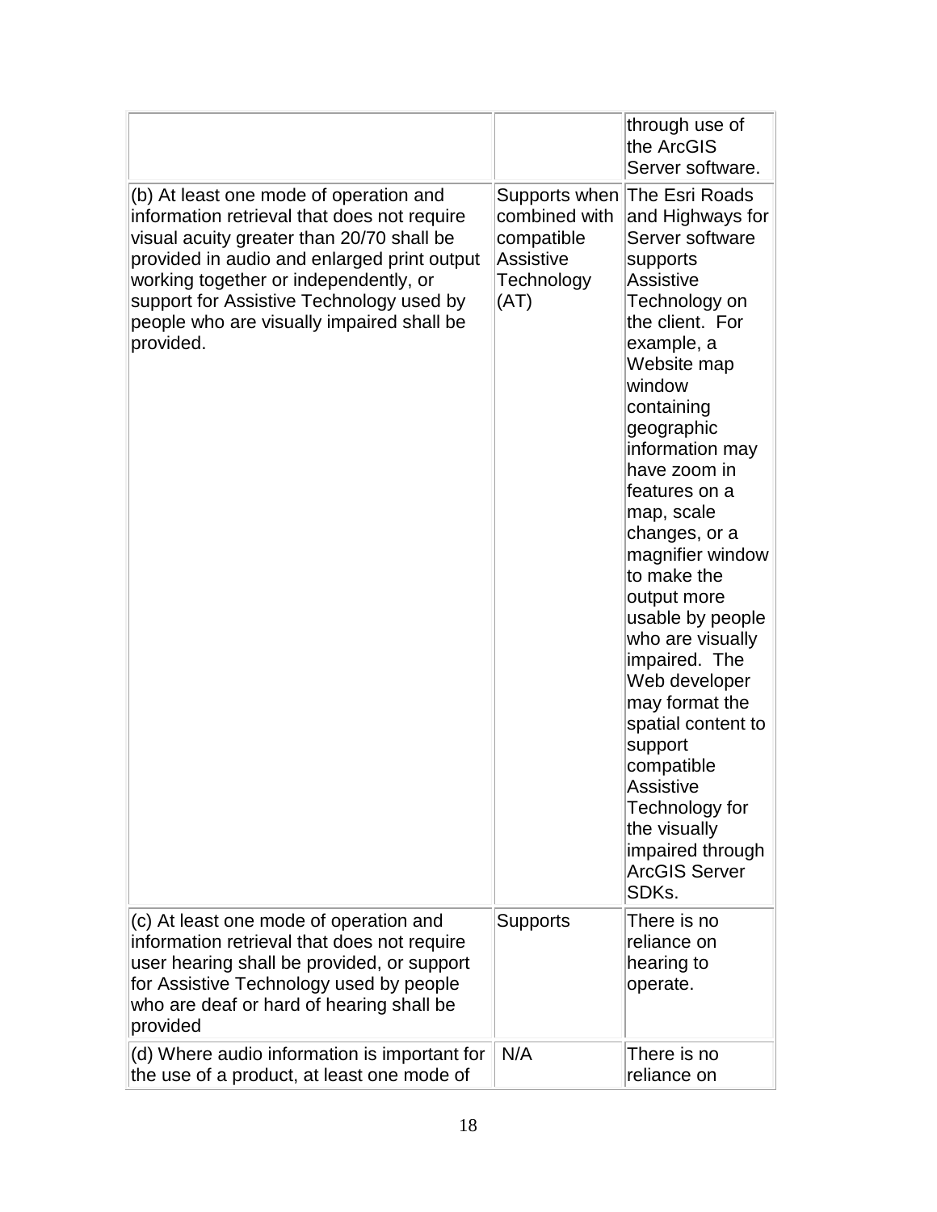| | | |
|---|---|---|
| | | through use of the ArcGIS Server software. |
| (b) At least one mode of operation and information retrieval that does not require visual acuity greater than 20/70 shall be provided in audio and enlarged print output working together or independently, or support for Assistive Technology used by people who are visually impaired shall be provided. | Supports when combined with compatible Assistive Technology (AT) | The Esri Roads and Highways for Server software supports Assistive Technology on the client. For example, a Website map window containing geographic information may have zoom in features on a map, scale changes, or a magnifier window to make the output more usable by people who are visually impaired. The Web developer may format the spatial content to support compatible Assistive Technology for the visually impaired through ArcGIS Server SDKs. |
| (c) At least one mode of operation and information retrieval that does not require user hearing shall be provided, or support for Assistive Technology used by people who are deaf or hard of hearing shall be provided | Supports | There is no reliance on hearing to operate. |
| (d) Where audio information is important for the use of a product, at least one mode of | N/A | There is no reliance on |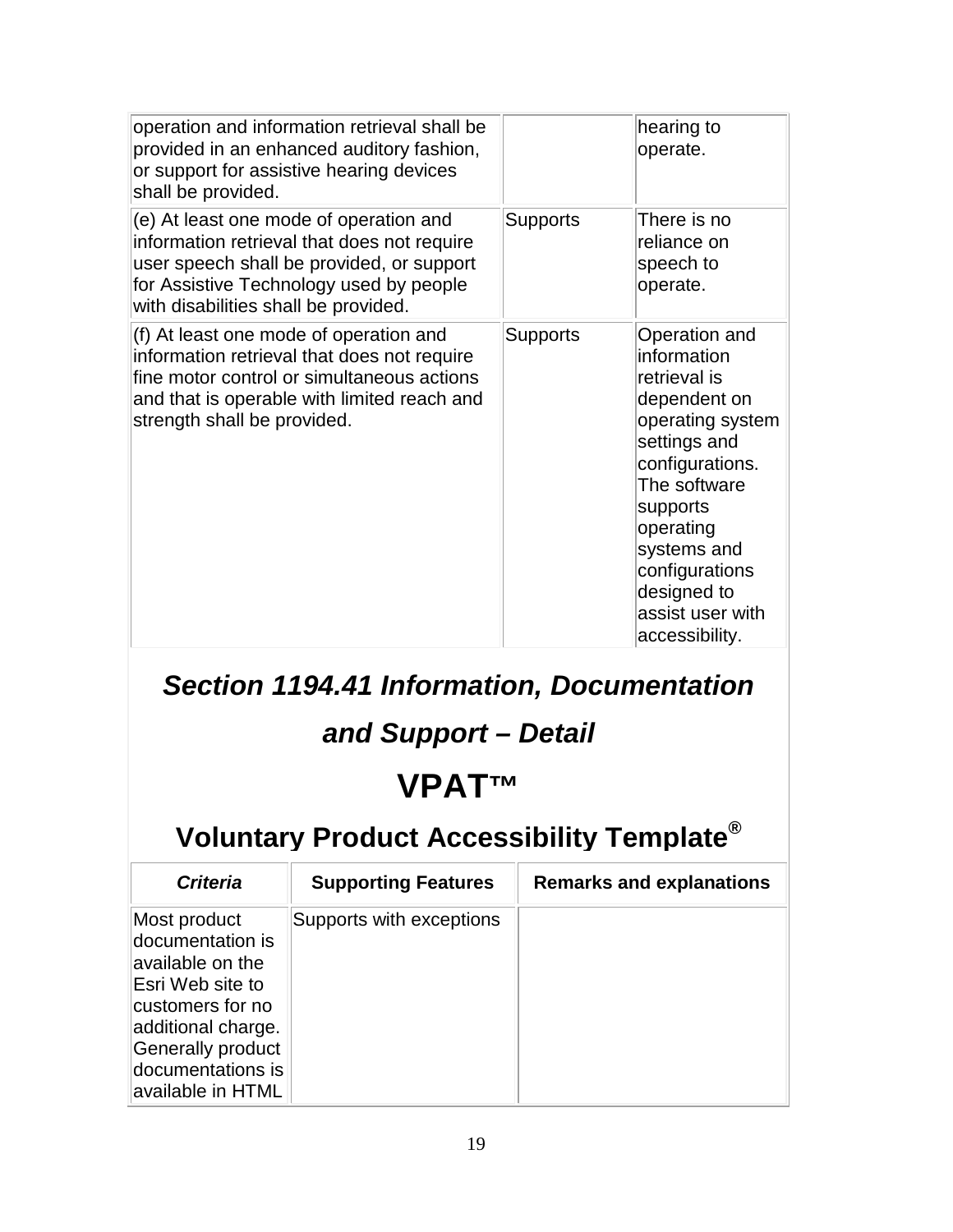| | | |
|---|---|---|
| operation and information retrieval shall be provided in an enhanced auditory fashion, or support for assistive hearing devices shall be provided. | | hearing to operate. |
| (e) At least one mode of operation and information retrieval that does not require user speech shall be provided, or support for Assistive Technology used by people with disabilities shall be provided. | Supports | There is no reliance on speech to operate. |
| (f) At least one mode of operation and information retrieval that does not require fine motor control or simultaneous actions and that is operable with limited reach and strength shall be provided. | Supports | Operation and information retrieval is dependent on operating system settings and configurations. The software supports operating systems and configurations designed to assist user with accessibility. |

## *Section 1194.41 Information, Documentation and Support – Detail*

# VPAT™

## Voluntary Product Accessibility Template®

| *Criteria* | Supporting Features | Remarks and explanations |
|---|---|---|
| Most product documentation is available on the Esri Web site to customers for no additional charge. Generally product documentations is available in HTML | Supports with exceptions | |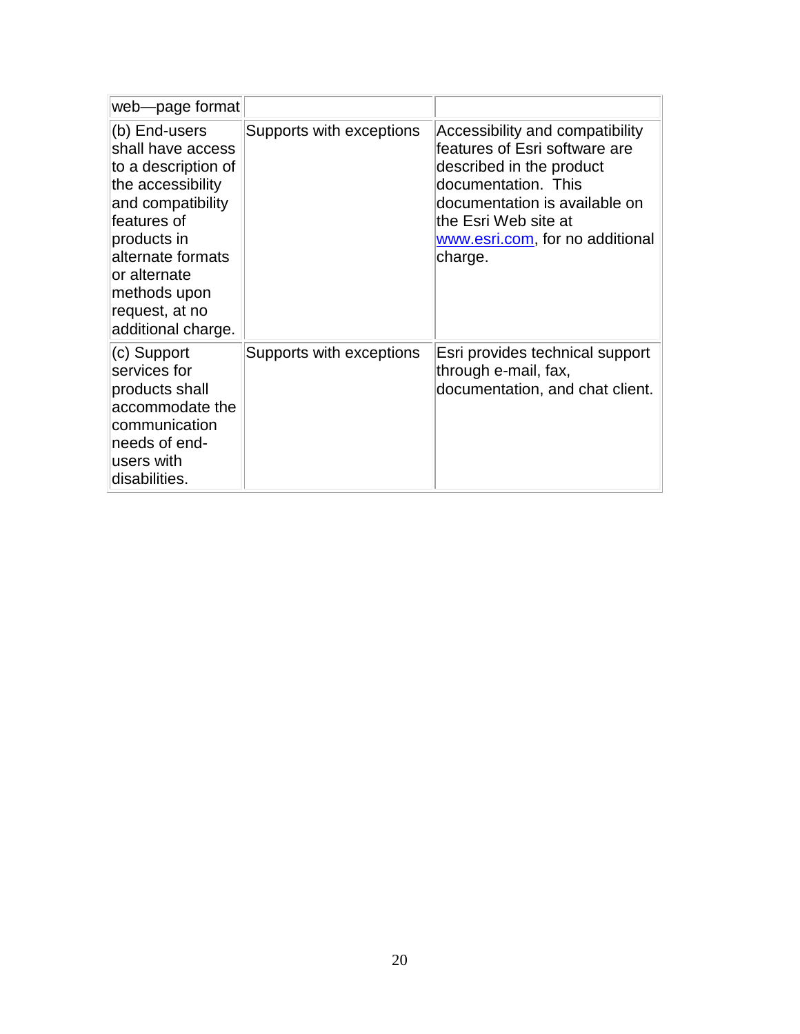| | | |
|---|---|---|
| web—page format | | |
| (b) End-users shall have access to a description of the accessibility and compatibility features of products in alternate formats or alternate methods upon request, at no additional charge. | Supports with exceptions | Accessibility and compatibility features of Esri software are described in the product documentation. This documentation is available on the Esri Web site at www.esri.com, for no additional charge. |
| (c) Support services for products shall accommodate the communication needs of end-users with disabilities. | Supports with exceptions | Esri provides technical support through e-mail, fax, documentation, and chat client. |